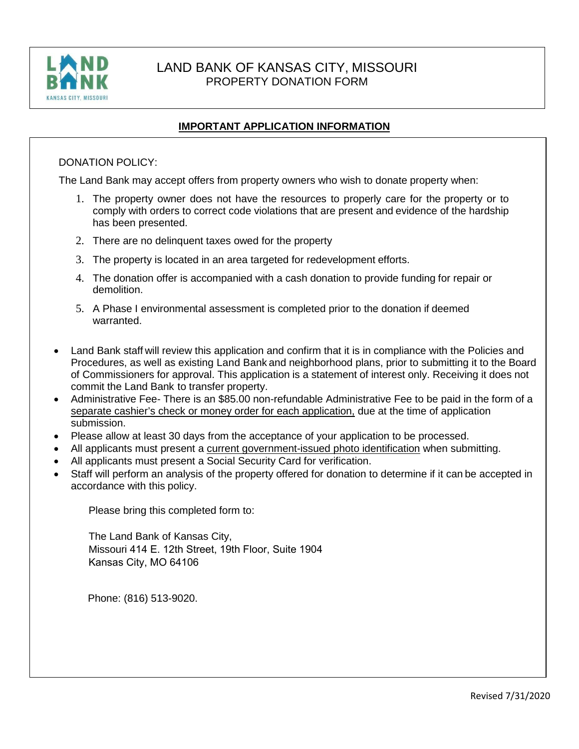# LAND BANK OF KANSAS CITY, MISSOURI

## PROPERTY DONATION FORM

### IMPORTANT APPLICATION INFORMATION

DONATION POLICY:

The Land Bank may accept offers from property owners who wish to donate property when:

1. The property owner does not have the resources to properly care for the property or to comply with orders to correct code violations that are present and evidence of the hardship has been presented.
2. There are no delinquent taxes owed for the property
3. The property is located in an area targeted for redevelopment efforts.
4. The donation offer is accompanied with a cash donation to provide funding for repair or demolition.
5. A Phase I environmental assessment is completed prior to the donation if deemed warranted.

- Land Bank staff will review this application and confirm that it is in compliance with the Policies and Procedures, as well as existing Land Bank and neighborhood plans, prior to submitting it to the Board of Commissioners for approval. This application is a statement of interest only. Receiving it does not commit the Land Bank to transfer property.
- Administrative Fee- There is an $85.00 non-refundable Administrative Fee to be paid in the form of a separate cashier's check or money order for each application, due at the time of application submission.
- Please allow at least 30 days from the acceptance of your application to be processed.
- All applicants must present a current government-issued photo identification when submitting.
- All applicants must present a Social Security Card for verification.
- Staff will perform an analysis of the property offered for donation to determine if it can be accepted in accordance with this policy.

Please bring this completed form to:

The Land Bank of Kansas City,
Missouri 414 E. 12th Street, 19th Floor, Suite 1904
Kansas City, MO 64106

Phone: (816) 513-9020.

Revised 7/31/2020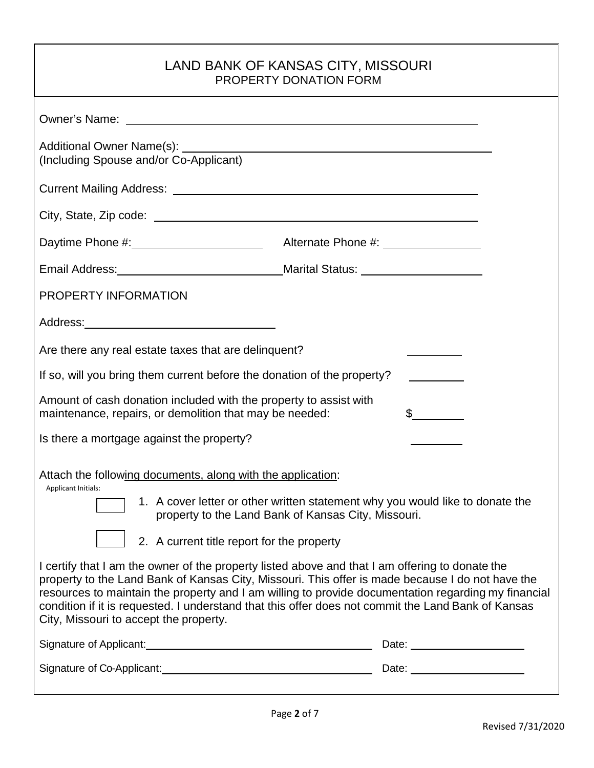# LAND BANK OF KANSAS CITY, MISSOURI

## PROPERTY DONATION FORM

Owner's Name: ______________________________________________

Additional Owner Name(s): ______________________________________________
(Including Spouse and/or Co-Applicant)

Current Mailing Address: ______________________________________________

City, State, Zip code: ______________________________________________

Daytime Phone #: ____________________ Alternate Phone #: ________________

Email Address: __________________________ Marital Status: ____________________

PROPERTY INFORMATION

Address: ______________________________

Are there any real estate taxes that are delinquent? ________

If so, will you bring them current before the donation of the property? ________

Amount of cash donation included with the property to assist with maintenance, repairs, or demolition that may be needed: $________

Is there a mortgage against the property? ________

Attach the following documents, along with the application:

Applicant Initials:

☐ 1. A cover letter or other written statement why you would like to donate the property to the Land Bank of Kansas City, Missouri.

☐ 2. A current title report for the property

I certify that I am the owner of the property listed above and that I am offering to donate the property to the Land Bank of Kansas City, Missouri. This offer is made because I do not have the resources to maintain the property and I am willing to provide documentation regarding my financial condition if it is requested. I understand that this offer does not commit the Land Bank of Kansas City, Missouri to accept the property.

Signature of Applicant: ________________________________________ Date: ____________________

Signature of Co-Applicant: ________________________________________ Date: ____________________

Revised 7/31/2020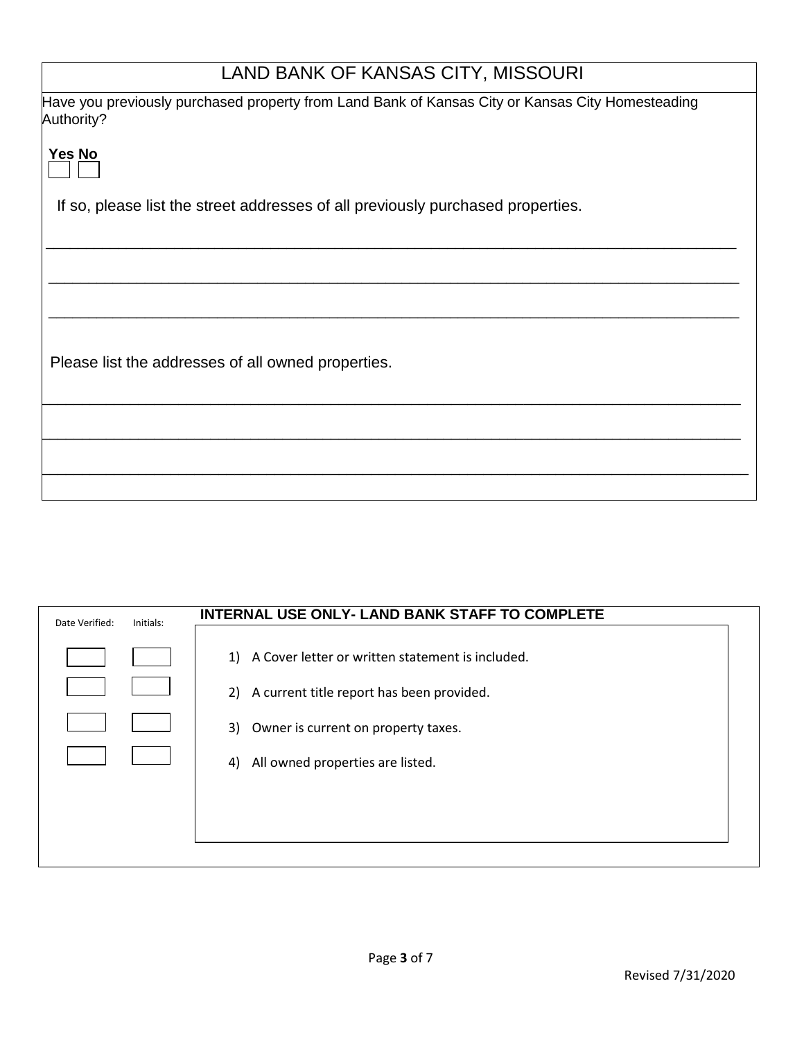# LAND BANK OF KANSAS CITY, MISSOURI

Have you previously purchased property from Land Bank of Kansas City or Kansas City Homesteading Authority?

**Yes** ☐ **No** ☐

If so, please list the street addresses of all previously purchased properties.

\_\_\_\_\_\_\_\_\_\_\_\_\_\_\_\_\_\_\_\_\_\_\_\_\_\_\_\_\_\_\_\_\_\_\_\_\_\_\_\_\_\_\_\_\_\_\_\_\_\_\_\_\_\_\_\_\_\_\_\_\_\_\_\_\_\_\_\_

\_\_\_\_\_\_\_\_\_\_\_\_\_\_\_\_\_\_\_\_\_\_\_\_\_\_\_\_\_\_\_\_\_\_\_\_\_\_\_\_\_\_\_\_\_\_\_\_\_\_\_\_\_\_\_\_\_\_\_\_\_\_\_\_\_\_\_\_

\_\_\_\_\_\_\_\_\_\_\_\_\_\_\_\_\_\_\_\_\_\_\_\_\_\_\_\_\_\_\_\_\_\_\_\_\_\_\_\_\_\_\_\_\_\_\_\_\_\_\_\_\_\_\_\_\_\_\_\_\_\_\_\_\_\_\_\_

Please list the addresses of all owned properties.

\_\_\_\_\_\_\_\_\_\_\_\_\_\_\_\_\_\_\_\_\_\_\_\_\_\_\_\_\_\_\_\_\_\_\_\_\_\_\_\_\_\_\_\_\_\_\_\_\_\_\_\_\_\_\_\_\_\_\_\_\_\_\_\_\_\_\_\_

\_\_\_\_\_\_\_\_\_\_\_\_\_\_\_\_\_\_\_\_\_\_\_\_\_\_\_\_\_\_\_\_\_\_\_\_\_\_\_\_\_\_\_\_\_\_\_\_\_\_\_\_\_\_\_\_\_\_\_\_\_\_\_\_\_\_\_\_

\_\_\_\_\_\_\_\_\_\_\_\_\_\_\_\_\_\_\_\_\_\_\_\_\_\_\_\_\_\_\_\_\_\_\_\_\_\_\_\_\_\_\_\_\_\_\_\_\_\_\_\_\_\_\_\_\_\_\_\_\_\_\_\_\_\_\_\_

## INTERNAL USE ONLY- LAND BANK STAFF TO COMPLETE

| Date Verified: | Initials: | |
|---|---|---|
| | | 1) A Cover letter or written statement is included. |
| | | 2) A current title report has been provided. |
| | | 3) Owner is current on property taxes. |
| | | 4) All owned properties are listed. |

Revised 7/31/2020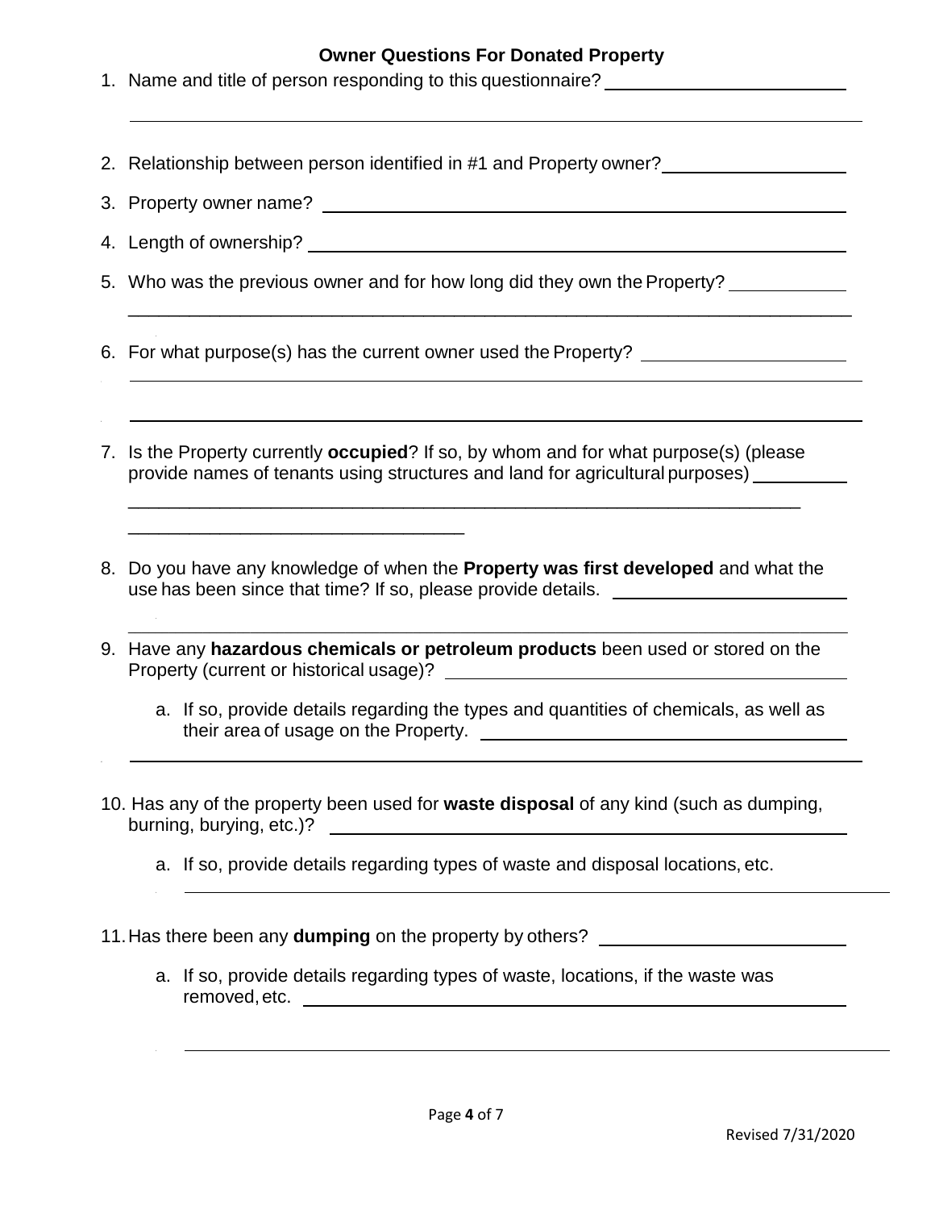## Owner Questions For Donated Property

1. Name and title of person responding to this questionnaire? \_\_\_\_\_\_\_\_\_\_\_\_\_\_\_\_\_\_\_\_\_\_\_\_

2. Relationship between person identified in #1 and Property owner? \_\_\_\_\_\_\_\_\_\_\_\_\_\_\_\_\_\_

3. Property owner name? \_\_\_\_\_\_\_\_\_\_\_\_\_\_\_\_\_\_\_\_\_\_\_\_\_\_\_\_\_\_\_\_\_\_\_\_\_\_\_\_\_\_\_\_\_\_\_\_

4. Length of ownership? \_\_\_\_\_\_\_\_\_\_\_\_\_\_\_\_\_\_\_\_\_\_\_\_\_\_\_\_\_\_\_\_\_\_\_\_\_\_\_\_\_\_\_\_\_\_\_\_\_

5. Who was the previous owner and for how long did they own the Property? \_\_\_\_\_\_\_\_\_\_\_\_

6. For what purpose(s) has the current owner used the Property? \_\_\_\_\_\_\_\_\_\_\_\_\_\_\_\_\_\_\_\_

7. Is the Property currently **occupied**? If so, by whom and for what purpose(s) (please provide names of tenants using structures and land for agricultural purposes) \_\_\_\_\_\_\_\_\_\_

8. Do you have any knowledge of when the **Property was first developed** and what the use has been since that time? If so, please provide details. \_\_\_\_\_\_\_\_\_\_\_\_\_\_\_\_\_\_\_\_\_\_\_\_

9. Have any **hazardous chemicals or petroleum products** been used or stored on the Property (current or historical usage)? \_\_\_\_\_\_\_\_\_\_\_\_\_\_\_\_\_\_\_\_\_\_\_\_\_\_\_\_\_\_\_\_\_\_\_\_\_\_\_

   a. If so, provide details regarding the types and quantities of chemicals, as well as their area of usage on the Property. \_\_\_\_\_\_\_\_\_\_\_\_\_\_\_\_\_\_\_\_\_\_\_\_\_\_\_\_\_\_\_\_\_\_\_\_\_\_

10. Has any of the property been used for **waste disposal** of any kind (such as dumping, burning, burying, etc.)? \_\_\_\_\_\_\_\_\_\_\_\_\_\_\_\_\_\_\_\_\_\_\_\_\_\_\_\_\_\_\_\_\_\_\_\_\_\_\_\_\_\_\_\_\_\_\_\_\_

    a. If so, provide details regarding types of waste and disposal locations, etc.

11. Has there been any **dumping** on the property by others? \_\_\_\_\_\_\_\_\_\_\_\_\_\_\_\_\_\_\_\_\_\_\_\_\_

    a. If so, provide details regarding types of waste, locations, if the waste was removed, etc. \_\_\_\_\_\_\_\_\_\_\_\_\_\_\_\_\_\_\_\_\_\_\_\_\_\_\_\_\_\_\_\_\_\_\_\_\_\_\_\_\_\_\_\_\_\_\_\_\_\_\_\_\_\_

Revised 7/31/2020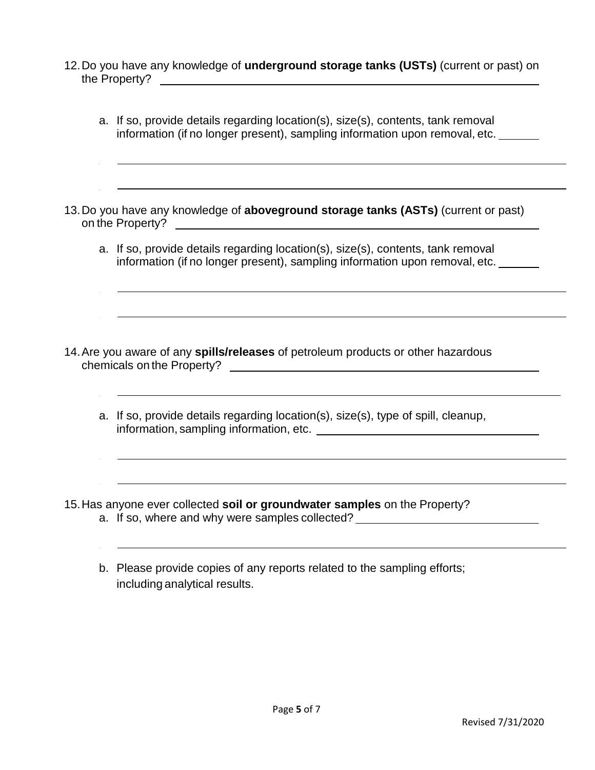12. Do you have any knowledge of **underground storage tanks (USTs)** (current or past) on the Property? ________________________________________________

    a. If so, provide details regarding location(s), size(s), contents, tank removal information (if no longer present), sampling information upon removal, etc. ______

    ________________________________________________________________________

    ________________________________________________________________________

13. Do you have any knowledge of **aboveground storage tanks (ASTs)** (current or past) on the Property? ________________________________________________

    a. If so, provide details regarding location(s), size(s), contents, tank removal information (if no longer present), sampling information upon removal, etc. ______

    ________________________________________________________________________

    ________________________________________________________________________

14. Are you aware of any **spills/releases** of petroleum products or other hazardous chemicals on the Property? ________________________________________________

    ________________________________________________________________________

    a. If so, provide details regarding location(s), size(s), type of spill, cleanup, information, sampling information, etc. ________________________________

    ________________________________________________________________________

    ________________________________________________________________________

15. Has anyone ever collected **soil or groundwater samples** on the Property?

    a. If so, where and why were samples collected? ____________________________

    ________________________________________________________________________

    b. Please provide copies of any reports related to the sampling efforts; including analytical results.

Revised 7/31/2020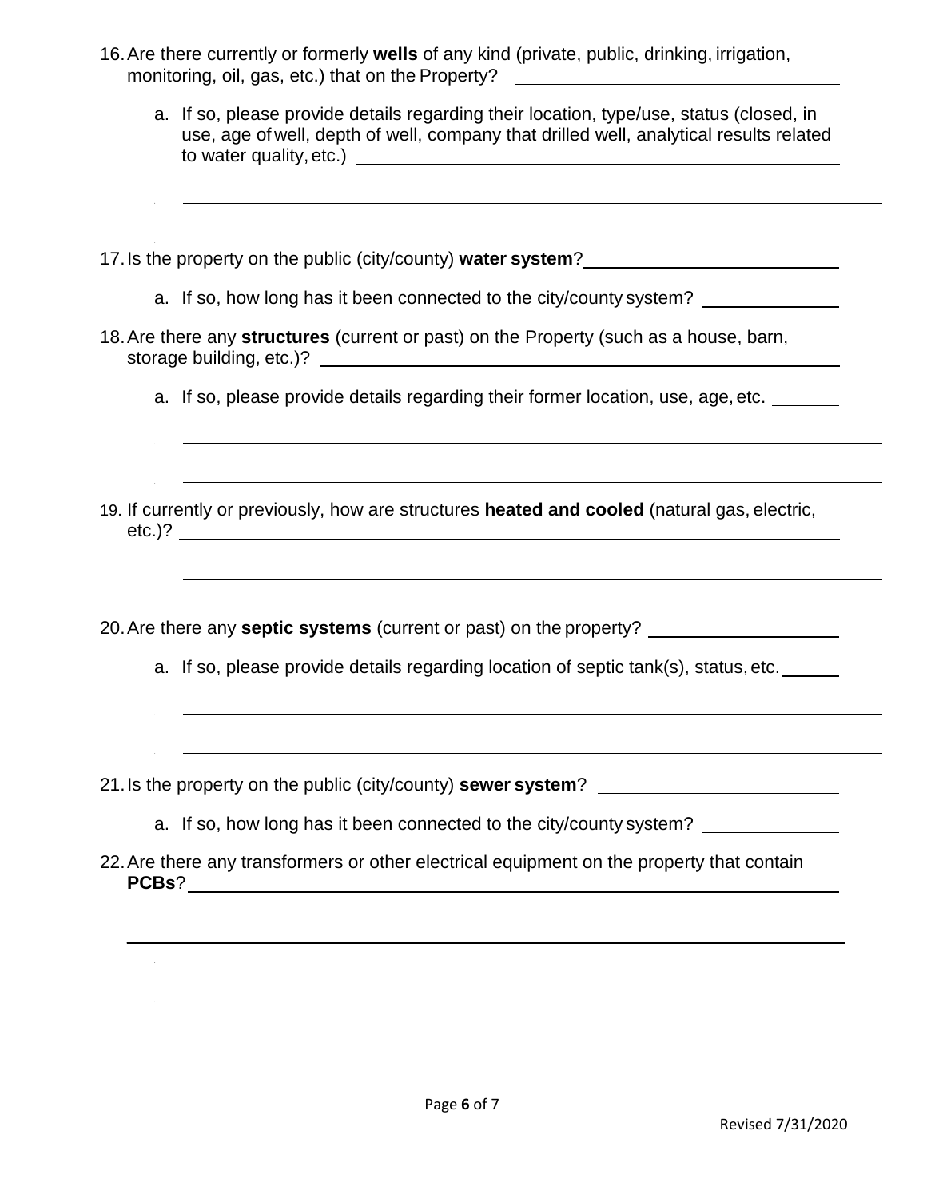16. Are there currently or formerly **wells** of any kind (private, public, drinking, irrigation, monitoring, oil, gas, etc.) that on the Property? ______________________

    a. If so, please provide details regarding their location, type/use, status (closed, in use, age of well, depth of well, company that drilled well, analytical results related to water quality, etc.) ______________________

    ______________________

17. Is the property on the public (city/county) **water system**? ______________________

    a. If so, how long has it been connected to the city/county system? ______________________

18. Are there any **structures** (current or past) on the Property (such as a house, barn, storage building, etc.)? ______________________

    a. If so, please provide details regarding their former location, use, age, etc. ______________________

    ______________________

    ______________________

19. If currently or previously, how are structures **heated and cooled** (natural gas, electric, etc.)? ______________________

    ______________________

20. Are there any **septic systems** (current or past) on the property? ______________________

    a. If so, please provide details regarding location of septic tank(s), status, etc. ______________________

    ______________________

    ______________________

21. Is the property on the public (city/county) **sewer system**? ______________________

    a. If so, how long has it been connected to the city/county system? ______________________

22. Are there any transformers or other electrical equipment on the property that contain **PCBs**? ______________________

    ______________________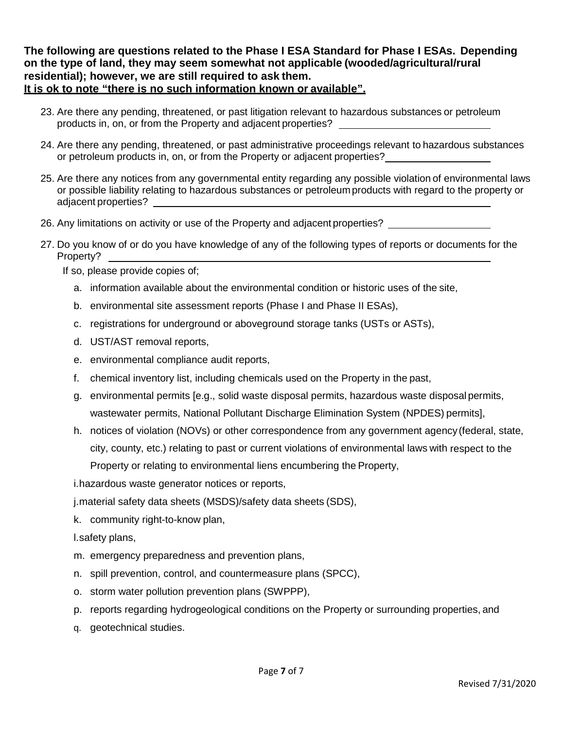**The following are questions related to the Phase I ESA Standard for Phase I ESAs. Depending on the type of land, they may seem somewhat not applicable (wooded/agricultural/rural residential); however, we are still required to ask them.**
**<u>It is ok to note "there is no such information known or available".</u>**

23. Are there any pending, threatened, or past litigation relevant to hazardous substances or petroleum products in, on, or from the Property and adjacent properties? \_\_\_\_\_\_\_\_\_\_\_\_\_\_\_\_\_\_\_\_\_\_\_\_\_\_\_\_

24. Are there any pending, threatened, or past administrative proceedings relevant to hazardous substances or petroleum products in, on, or from the Property or adjacent properties? \_\_\_\_\_\_\_\_\_\_\_\_\_\_\_\_\_\_\_\_\_\_\_\_

25. Are there any notices from any governmental entity regarding any possible violation of environmental laws or possible liability relating to hazardous substances or petroleum products with regard to the property or adjacent properties? \_\_\_\_\_\_\_\_\_\_\_\_\_\_\_\_\_\_\_\_\_\_\_\_\_\_\_\_\_\_\_\_\_\_\_\_\_\_\_\_\_\_\_\_\_\_\_\_\_\_\_\_\_\_\_\_\_\_\_\_\_\_\_\_\_\_\_\_\_\_\_\_

26. Any limitations on activity or use of the Property and adjacent properties? \_\_\_\_\_\_\_\_\_\_\_\_\_\_\_\_\_\_\_\_\_\_\_\_

27. Do you know of or do you have knowledge of any of the following types of reports or documents for the Property? \_\_\_\_\_\_\_\_\_\_\_\_\_\_\_\_\_\_\_\_\_\_\_\_\_\_\_\_\_\_\_\_\_\_\_\_\_\_\_\_\_\_\_\_\_\_\_\_\_\_\_\_\_\_\_\_\_\_\_\_\_\_\_\_\_\_\_\_\_\_\_\_\_\_\_\_

   If so, please provide copies of;

   a. information available about the environmental condition or historic uses of the site,
   b. environmental site assessment reports (Phase I and Phase II ESAs),
   c. registrations for underground or aboveground storage tanks (USTs or ASTs),
   d. UST/AST removal reports,
   e. environmental compliance audit reports,
   f. chemical inventory list, including chemicals used on the Property in the past,
   g. environmental permits [e.g., solid waste disposal permits, hazardous waste disposal permits, wastewater permits, National Pollutant Discharge Elimination System (NPDES) permits],
   h. notices of violation (NOVs) or other correspondence from any government agency (federal, state, city, county, etc.) relating to past or current violations of environmental laws with respect to the Property or relating to environmental liens encumbering the Property,
   i. hazardous waste generator notices or reports,
   j. material safety data sheets (MSDS)/safety data sheets (SDS),
   k. community right-to-know plan,
   l. safety plans,
   m. emergency preparedness and prevention plans,
   n. spill prevention, control, and countermeasure plans (SPCC),
   o. storm water pollution prevention plans (SWPPP),
   p. reports regarding hydrogeological conditions on the Property or surrounding properties, and
   q. geotechnical studies.

Revised 7/31/2020